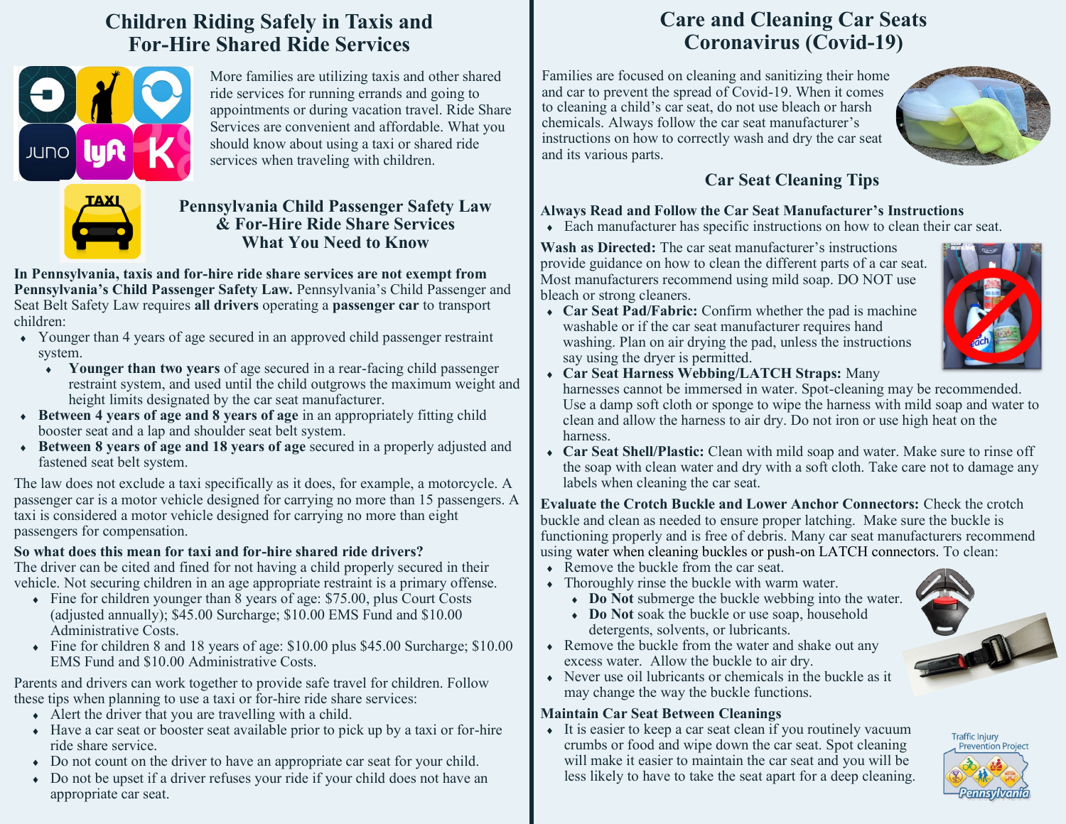# Children Riding Safely in Taxis and For-Hire Shared Ride Services

More families are utilizing taxis and other shared ride services for running errands and going to appointments or during vacation travel. Ride Share Services are convenient and affordable. What you should know about using a taxi or shared ride services when traveling with children.

## Pennsylvania Child Passenger Safety Law & For-Hire Ride Share Services What You Need to Know

**In Pennsylvania, taxis and for-hire ride share services are not exempt from Pennsylvania's Child Passenger Safety Law.** Pennsylvania's Child Passenger and Seat Belt Safety Law requires **all drivers** operating a **passenger car** to transport children:

- Younger than 4 years of age secured in an approved child passenger restraint system.
  - **Younger than two years** of age secured in a rear-facing child passenger restraint system, and used until the child outgrows the maximum weight and height limits designated by the car seat manufacturer.
- **Between 4 years of age and 8 years of age** in an appropriately fitting child booster seat and a lap and shoulder seat belt system.
- **Between 8 years of age and 18 years of age** secured in a properly adjusted and fastened seat belt system.

The law does not exclude a taxi specifically as it does, for example, a motorcycle. A passenger car is a motor vehicle designed for carrying no more than 15 passengers. A taxi is considered a motor vehicle designed for carrying no more than eight passengers for compensation.

**So what does this mean for taxi and for-hire shared ride drivers?**
The driver can be cited and fined for not having a child properly secured in their vehicle. Not securing children in an age appropriate restraint is a primary offense.

- Fine for children younger than 8 years of age: $75.00, plus Court Costs (adjusted annually); $45.00 Surcharge; $10.00 EMS Fund and $10.00 Administrative Costs.
- Fine for children 8 and 18 years of age: $10.00 plus $45.00 Surcharge; $10.00 EMS Fund and $10.00 Administrative Costs.

Parents and drivers can work together to provide safe travel for children. Follow these tips when planning to use a taxi or for-hire ride share services:

- Alert the driver that you are travelling with a child.
- Have a car seat or booster seat available prior to pick up by a taxi or for-hire ride share service.
- Do not count on the driver to have an appropriate car seat for your child.
- Do not be upset if a driver refuses your ride if your child does not have an appropriate car seat.

# Care and Cleaning Car Seats Coronavirus (Covid-19)

Families are focused on cleaning and sanitizing their home and car to prevent the spread of Covid-19. When it comes to cleaning a child's car seat, do not use bleach or harsh chemicals. Always follow the car seat manufacturer's instructions on how to correctly wash and dry the car seat and its various parts.

## Car Seat Cleaning Tips

**Always Read and Follow the Car Seat Manufacturer's Instructions**

- Each manufacturer has specific instructions on how to clean their car seat.

**Wash as Directed:** The car seat manufacturer's instructions provide guidance on how to clean the different parts of a car seat. Most manufacturers recommend using mild soap. DO NOT use bleach or strong cleaners.

- **Car Seat Pad/Fabric:** Confirm whether the pad is machine washable or if the car seat manufacturer requires hand washing. Plan on air drying the pad, unless the instructions say using the dryer is permitted.
- **Car Seat Harness Webbing/LATCH Straps:** Many harnesses cannot be immersed in water. Spot-cleaning may be recommended. Use a damp soft cloth or sponge to wipe the harness with mild soap and water to clean and allow the harness to air dry. Do not iron or use high heat on the harness.
- **Car Seat Shell/Plastic:** Clean with mild soap and water. Make sure to rinse off the soap with clean water and dry with a soft cloth. Take care not to damage any labels when cleaning the car seat.

**Evaluate the Crotch Buckle and Lower Anchor Connectors:** Check the crotch buckle and clean as needed to ensure proper latching. Make sure the buckle is functioning properly and is free of debris. Many car seat manufacturers recommend using water when cleaning buckles or push-on LATCH connectors. To clean:

- Remove the buckle from the car seat.
- Thoroughly rinse the buckle with warm water.
  - **Do Not** submerge the buckle webbing into the water.
  - **Do Not** soak the buckle or use soap, household detergents, solvents, or lubricants.
- Remove the buckle from the water and shake out any excess water. Allow the buckle to air dry.
- Never use oil lubricants or chemicals in the buckle as it may change the way the buckle functions.

**Maintain Car Seat Between Cleanings**

- It is easier to keep a car seat clean if you routinely vacuum crumbs or food and wipe down the car seat. Spot cleaning will make it easier to maintain the car seat and you will be less likely to have to take the seat apart for a deep cleaning.

Traffic Injury Prevention Project Pennsylvania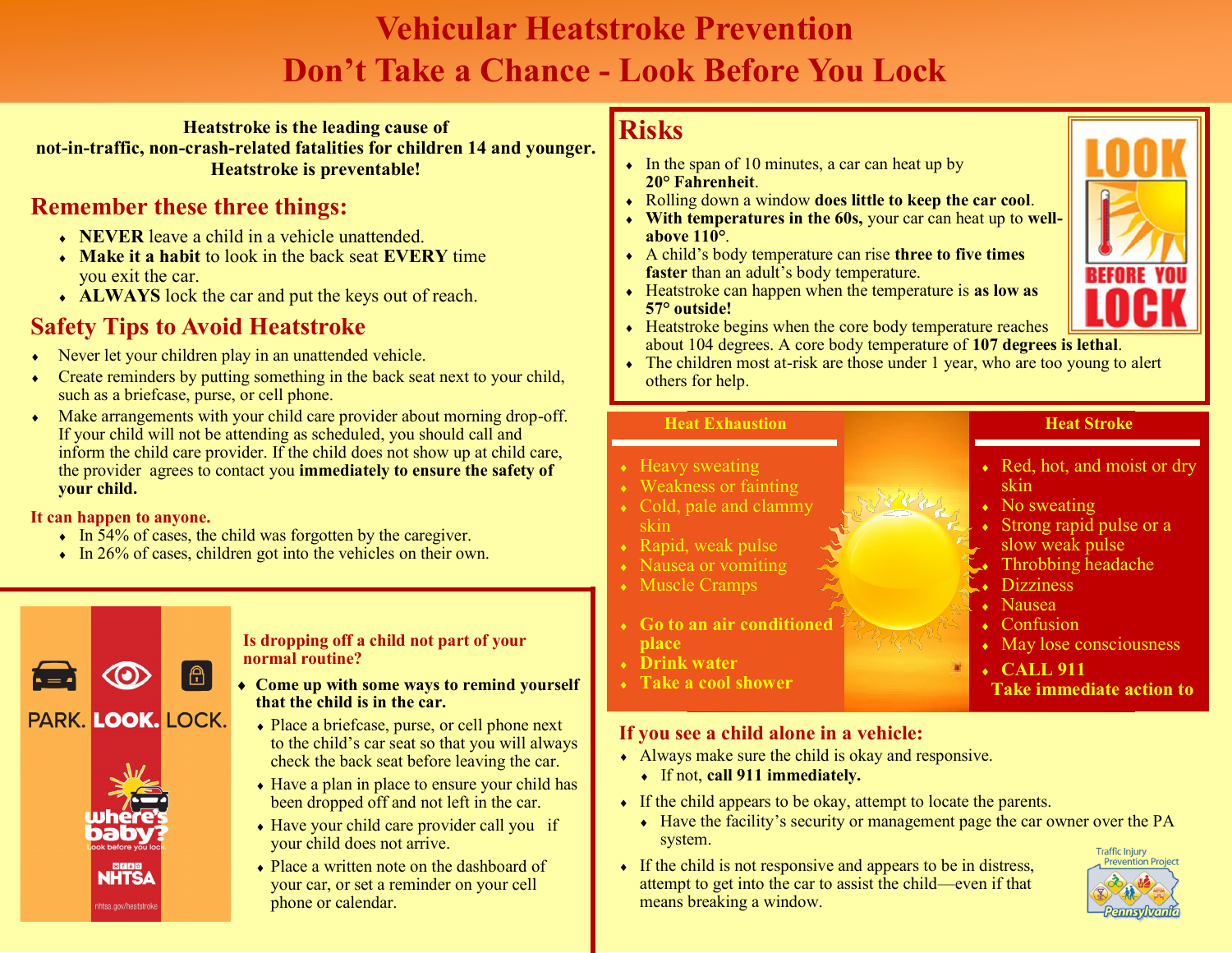# Vehicular Heatstroke Prevention

# Don't Take a Chance - Look Before You Lock

**Heatstroke is the leading cause of not-in-traffic, non-crash-related fatalities for children 14 and younger. Heatstroke is preventable!**

## Remember these three things:

- **NEVER** leave a child in a vehicle unattended.
- **Make it a habit** to look in the back seat **EVERY** time you exit the car.
- **ALWAYS** lock the car and put the keys out of reach.

## Safety Tips to Avoid Heatstroke

- Never let your children play in an unattended vehicle.
- Create reminders by putting something in the back seat next to your child, such as a briefcase, purse, or cell phone.
- Make arrangements with your child care provider about morning drop-off. If your child will not be attending as scheduled, you should call and inform the child care provider. If the child does not show up at child care, the provider agrees to contact you **immediately to ensure the safety of your child.**

**It can happen to anyone.**

- In 54% of cases, the child was forgotten by the caregiver.
- In 26% of cases, children got into the vehicles on their own.

PARK. LOOK. LOCK.

where's baby? Look before you lock.

NHTSA

nhtsa.gov/heatstroke

**Is dropping off a child not part of your normal routine?**

- **Come up with some ways to remind yourself that the child is in the car.**
  - Place a briefcase, purse, or cell phone next to the child's car seat so that you will always check the back seat before leaving the car.
  - Have a plan in place to ensure your child has been dropped off and not left in the car.
  - Have your child care provider call you if your child does not arrive.
  - Place a written note on the dashboard of your car, or set a reminder on your cell phone or calendar.

## Risks

LOOK BEFORE YOU LOCK

- In the span of 10 minutes, a car can heat up by **20° Fahrenheit**.
- Rolling down a window **does little to keep the car cool**.
- **With temperatures in the 60s,** your car can heat up to **well-above 110°**.
- A child's body temperature can rise **three to five times faster** than an adult's body temperature.
- Heatstroke can happen when the temperature is **as low as 57° outside!**
- Heatstroke begins when the core body temperature reaches about 104 degrees. A core body temperature of **107 degrees is lethal**.
- The children most at-risk are those under 1 year, who are too young to alert others for help.

### Heat Exhaustion

- Heavy sweating
- Weakness or fainting
- Cold, pale and clammy skin
- Rapid, weak pulse
- Nausea or vomiting
- Muscle Cramps

- **Go to an air conditioned place**
- **Drink water**
- **Take a cool shower**

### Heat Stroke

- Red, hot, and moist or dry skin
- No sweating
- Strong rapid pulse or a slow weak pulse
- Throbbing headache
- Dizziness
- Nausea
- Confusion
- May lose consciousness

- **CALL 911**

**Take immediate action to**

### If you see a child alone in a vehicle:

- Always make sure the child is okay and responsive.
  - If not, **call 911 immediately.**
- If the child appears to be okay, attempt to locate the parents.
  - Have the facility's security or management page the car owner over the PA system.
- If the child is not responsive and appears to be in distress, attempt to get into the car to assist the child—even if that means breaking a window.

Traffic Injury Prevention Project Pennsylvania